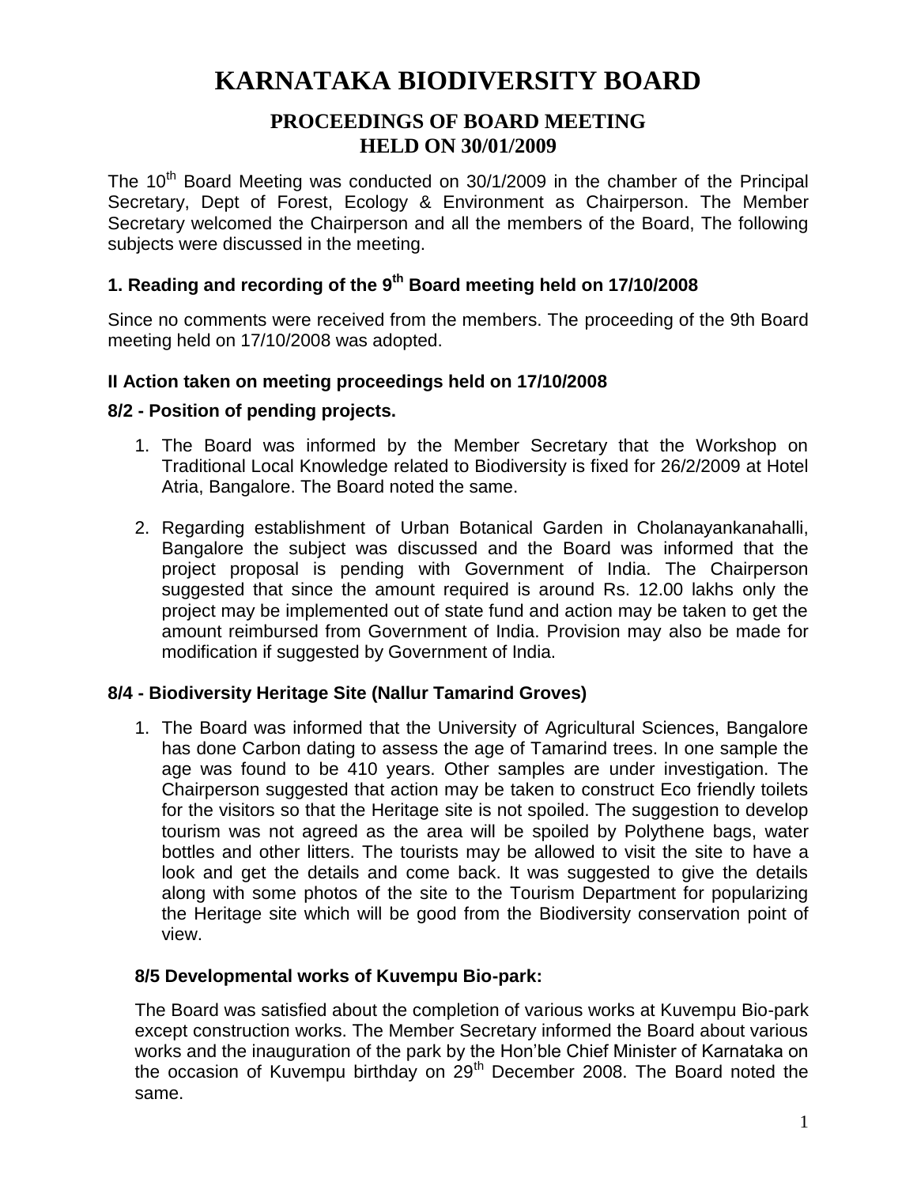# KARNATAKA BIODIVERSITY BOARD

## PROCEEDINGS OF BOARD MEETING HELD ON 30/01/2009

The 10th Board Meeting was conducted on 30/1/2009 in the chamber of the Principal Secretary, Dept of Forest, Ecology & Environment as Chairperson. The Member Secretary welcomed the Chairperson and all the members of the Board, The following subjects were discussed in the meeting.

### 1. Reading and recording of the 9th Board meeting held on 17/10/2008

Since no comments were received from the members. The proceeding of the 9th Board meeting held on 17/10/2008 was adopted.

### II Action taken on meeting proceedings held on 17/10/2008

### 8/2 - Position of pending projects.

1. The Board was informed by the Member Secretary that the Workshop on Traditional Local Knowledge related to Biodiversity is fixed for 26/2/2009 at Hotel Atria, Bangalore. The Board noted the same.
2. Regarding establishment of Urban Botanical Garden in Cholanayankanahalli, Bangalore the subject was discussed and the Board was informed that the project proposal is pending with Government of India. The Chairperson suggested that since the amount required is around Rs. 12.00 lakhs only the project may be implemented out of state fund and action may be taken to get the amount reimbursed from Government of India. Provision may also be made for modification if suggested by Government of India.

### 8/4 - Biodiversity Heritage Site (Nallur Tamarind Groves)

1. The Board was informed that the University of Agricultural Sciences, Bangalore has done Carbon dating to assess the age of Tamarind trees. In one sample the age was found to be 410 years. Other samples are under investigation. The Chairperson suggested that action may be taken to construct Eco friendly toilets for the visitors so that the Heritage site is not spoiled. The suggestion to develop tourism was not agreed as the area will be spoiled by Polythene bags, water bottles and other litters. The tourists may be allowed to visit the site to have a look and get the details and come back. It was suggested to give the details along with some photos of the site to the Tourism Department for popularizing the Heritage site which will be good from the Biodiversity conservation point of view.

### 8/5 Developmental works of Kuvempu Bio-park:

The Board was satisfied about the completion of various works at Kuvempu Bio-park except construction works. The Member Secretary informed the Board about various works and the inauguration of the park by the Hon'ble Chief Minister of Karnataka on the occasion of Kuvempu birthday on 29th December 2008. The Board noted the same.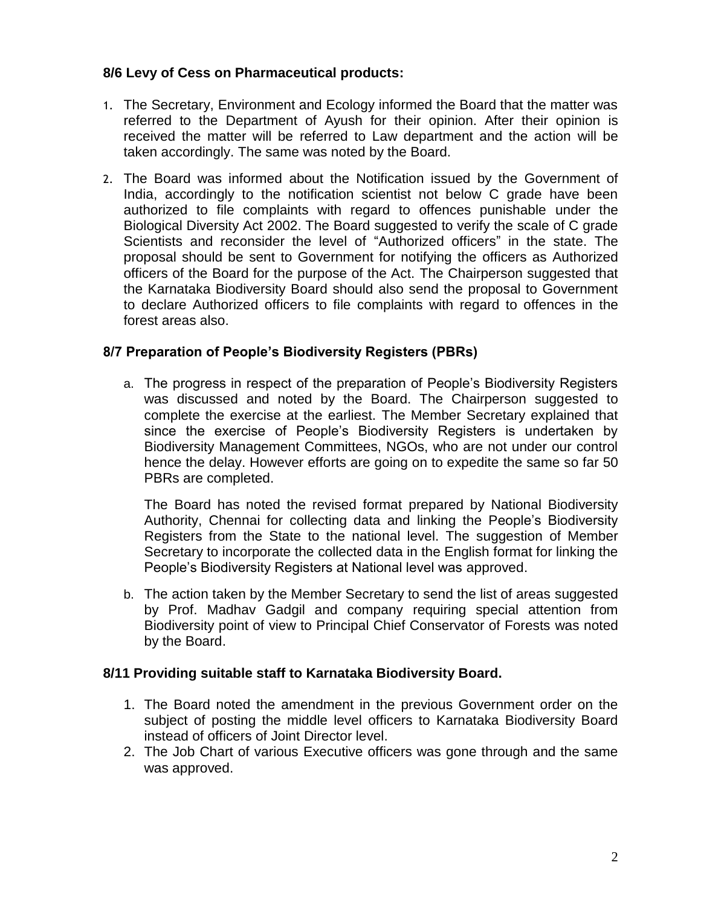### 8/6 Levy of Cess on Pharmaceutical products:

1. The Secretary, Environment and Ecology informed the Board that the matter was referred to the Department of Ayush for their opinion. After their opinion is received the matter will be referred to Law department and the action will be taken accordingly. The same was noted by the Board.
2. The Board was informed about the Notification issued by the Government of India, accordingly to the notification scientist not below C grade have been authorized to file complaints with regard to offences punishable under the Biological Diversity Act 2002. The Board suggested to verify the scale of C grade Scientists and reconsider the level of "Authorized officers" in the state. The proposal should be sent to Government for notifying the officers as Authorized officers of the Board for the purpose of the Act. The Chairperson suggested that the Karnataka Biodiversity Board should also send the proposal to Government to declare Authorized officers to file complaints with regard to offences in the forest areas also.

### 8/7 Preparation of People's Biodiversity Registers (PBRs)

a. The progress in respect of the preparation of People's Biodiversity Registers was discussed and noted by the Board. The Chairperson suggested to complete the exercise at the earliest. The Member Secretary explained that since the exercise of People's Biodiversity Registers is undertaken by Biodiversity Management Committees, NGOs, who are not under our control hence the delay. However efforts are going on to expedite the same so far 50 PBRs are completed.

   The Board has noted the revised format prepared by National Biodiversity Authority, Chennai for collecting data and linking the People's Biodiversity Registers from the State to the national level. The suggestion of Member Secretary to incorporate the collected data in the English format for linking the People's Biodiversity Registers at National level was approved.

b. The action taken by the Member Secretary to send the list of areas suggested by Prof. Madhav Gadgil and company requiring special attention from Biodiversity point of view to Principal Chief Conservator of Forests was noted by the Board.

### 8/11 Providing suitable staff to Karnataka Biodiversity Board.

1. The Board noted the amendment in the previous Government order on the subject of posting the middle level officers to Karnataka Biodiversity Board instead of officers of Joint Director level.
2. The Job Chart of various Executive officers was gone through and the same was approved.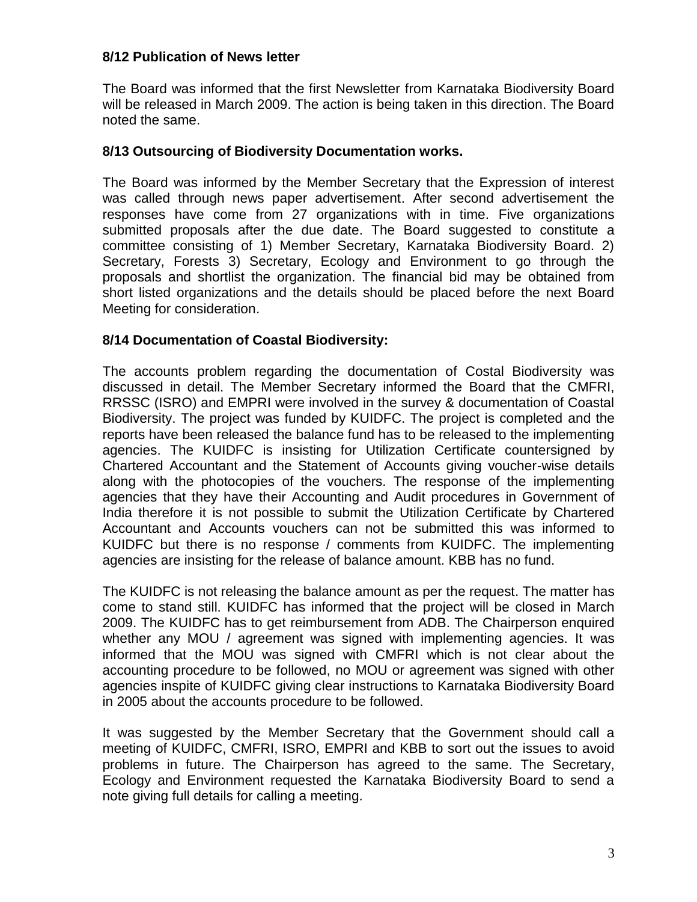### 8/12 Publication of News letter

The Board was informed that the first Newsletter from Karnataka Biodiversity Board will be released in March 2009. The action is being taken in this direction. The Board noted the same.

### 8/13 Outsourcing of Biodiversity Documentation works.

The Board was informed by the Member Secretary that the Expression of interest was called through news paper advertisement. After second advertisement the responses have come from 27 organizations with in time. Five organizations submitted proposals after the due date. The Board suggested to constitute a committee consisting of 1) Member Secretary, Karnataka Biodiversity Board. 2) Secretary, Forests 3) Secretary, Ecology and Environment to go through the proposals and shortlist the organization. The financial bid may be obtained from short listed organizations and the details should be placed before the next Board Meeting for consideration.

### 8/14 Documentation of Coastal Biodiversity:

The accounts problem regarding the documentation of Costal Biodiversity was discussed in detail. The Member Secretary informed the Board that the CMFRI, RRSSC (ISRO) and EMPRI were involved in the survey & documentation of Coastal Biodiversity. The project was funded by KUIDFC. The project is completed and the reports have been released the balance fund has to be released to the implementing agencies. The KUIDFC is insisting for Utilization Certificate countersigned by Chartered Accountant and the Statement of Accounts giving voucher-wise details along with the photocopies of the vouchers. The response of the implementing agencies that they have their Accounting and Audit procedures in Government of India therefore it is not possible to submit the Utilization Certificate by Chartered Accountant and Accounts vouchers can not be submitted this was informed to KUIDFC but there is no response / comments from KUIDFC. The implementing agencies are insisting for the release of balance amount. KBB has no fund.

The KUIDFC is not releasing the balance amount as per the request. The matter has come to stand still. KUIDFC has informed that the project will be closed in March 2009. The KUIDFC has to get reimbursement from ADB. The Chairperson enquired whether any MOU / agreement was signed with implementing agencies. It was informed that the MOU was signed with CMFRI which is not clear about the accounting procedure to be followed, no MOU or agreement was signed with other agencies inspite of KUIDFC giving clear instructions to Karnataka Biodiversity Board in 2005 about the accounts procedure to be followed.

It was suggested by the Member Secretary that the Government should call a meeting of KUIDFC, CMFRI, ISRO, EMPRI and KBB to sort out the issues to avoid problems in future. The Chairperson has agreed to the same. The Secretary, Ecology and Environment requested the Karnataka Biodiversity Board to send a note giving full details for calling a meeting.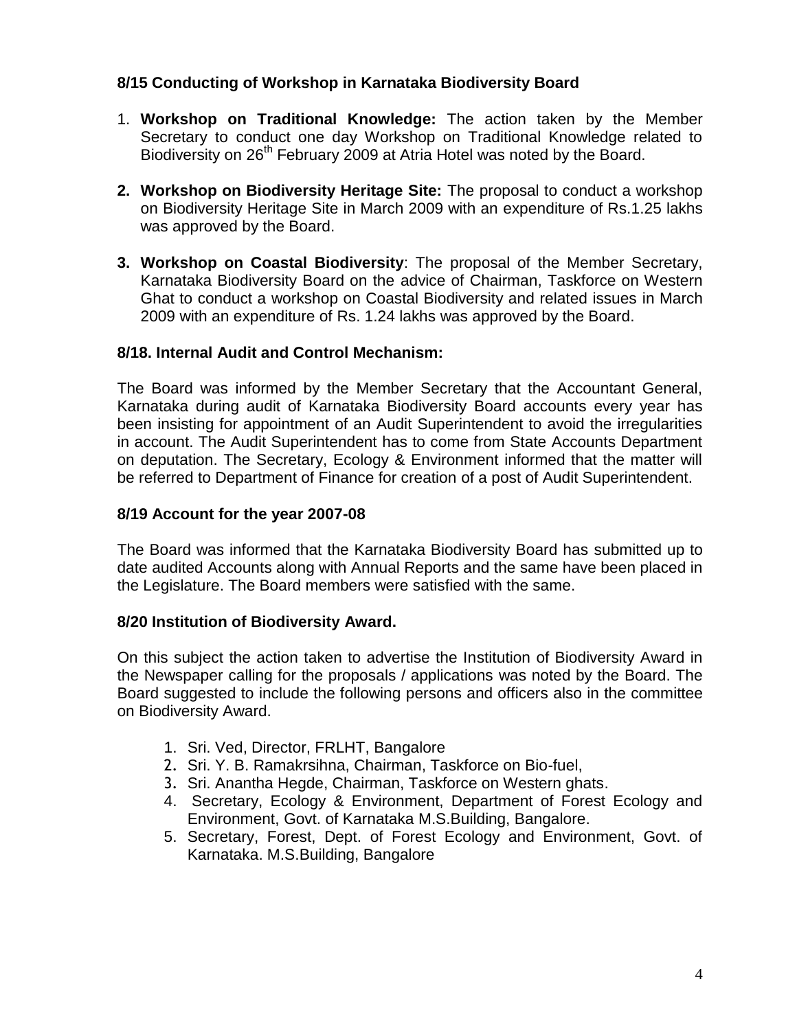### 8/15 Conducting of Workshop in Karnataka Biodiversity Board

1. **Workshop on Traditional Knowledge:** The action taken by the Member Secretary to conduct one day Workshop on Traditional Knowledge related to Biodiversity on 26th February 2009 at Atria Hotel was noted by the Board.

2. **Workshop on Biodiversity Heritage Site:** The proposal to conduct a workshop on Biodiversity Heritage Site in March 2009 with an expenditure of Rs.1.25 lakhs was approved by the Board.

3. **Workshop on Coastal Biodiversity**: The proposal of the Member Secretary, Karnataka Biodiversity Board on the advice of Chairman, Taskforce on Western Ghat to conduct a workshop on Coastal Biodiversity and related issues in March 2009 with an expenditure of Rs. 1.24 lakhs was approved by the Board.

### 8/18. Internal Audit and Control Mechanism:

The Board was informed by the Member Secretary that the Accountant General, Karnataka during audit of Karnataka Biodiversity Board accounts every year has been insisting for appointment of an Audit Superintendent to avoid the irregularities in account. The Audit Superintendent has to come from State Accounts Department on deputation. The Secretary, Ecology & Environment informed that the matter will be referred to Department of Finance for creation of a post of Audit Superintendent.

### 8/19 Account for the year 2007-08

The Board was informed that the Karnataka Biodiversity Board has submitted up to date audited Accounts along with Annual Reports and the same have been placed in the Legislature. The Board members were satisfied with the same.

### 8/20 Institution of Biodiversity Award.

On this subject the action taken to advertise the Institution of Biodiversity Award in the Newspaper calling for the proposals / applications was noted by the Board. The Board suggested to include the following persons and officers also in the committee on Biodiversity Award.

1. Sri. Ved, Director, FRLHT, Bangalore
2. Sri. Y. B. Ramakrsihna, Chairman, Taskforce on Bio-fuel,
3. Sri. Anantha Hegde, Chairman, Taskforce on Western ghats.
4. Secretary, Ecology & Environment, Department of Forest Ecology and Environment, Govt. of Karnataka M.S.Building, Bangalore.
5. Secretary, Forest, Dept. of Forest Ecology and Environment, Govt. of Karnataka. M.S.Building, Bangalore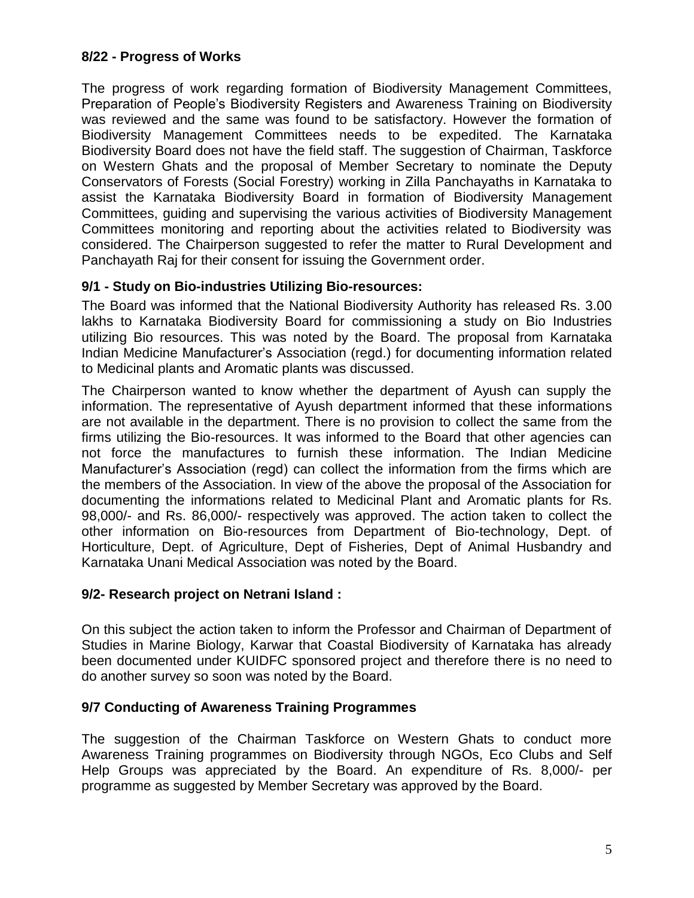### 8/22 - Progress of Works

The progress of work regarding formation of Biodiversity Management Committees, Preparation of People's Biodiversity Registers and Awareness Training on Biodiversity was reviewed and the same was found to be satisfactory. However the formation of Biodiversity Management Committees needs to be expedited. The Karnataka Biodiversity Board does not have the field staff. The suggestion of Chairman, Taskforce on Western Ghats and the proposal of Member Secretary to nominate the Deputy Conservators of Forests (Social Forestry) working in Zilla Panchayaths in Karnataka to assist the Karnataka Biodiversity Board in formation of Biodiversity Management Committees, guiding and supervising the various activities of Biodiversity Management Committees monitoring and reporting about the activities related to Biodiversity was considered. The Chairperson suggested to refer the matter to Rural Development and Panchayath Raj for their consent for issuing the Government order.

### 9/1 - Study on Bio-industries Utilizing Bio-resources:

The Board was informed that the National Biodiversity Authority has released Rs. 3.00 lakhs to Karnataka Biodiversity Board for commissioning a study on Bio Industries utilizing Bio resources. This was noted by the Board. The proposal from Karnataka Indian Medicine Manufacturer's Association (regd.) for documenting information related to Medicinal plants and Aromatic plants was discussed.

The Chairperson wanted to know whether the department of Ayush can supply the information. The representative of Ayush department informed that these informations are not available in the department. There is no provision to collect the same from the firms utilizing the Bio-resources. It was informed to the Board that other agencies can not force the manufactures to furnish these information. The Indian Medicine Manufacturer's Association (regd) can collect the information from the firms which are the members of the Association. In view of the above the proposal of the Association for documenting the informations related to Medicinal Plant and Aromatic plants for Rs. 98,000/- and Rs. 86,000/- respectively was approved. The action taken to collect the other information on Bio-resources from Department of Bio-technology, Dept. of Horticulture, Dept. of Agriculture, Dept of Fisheries, Dept of Animal Husbandry and Karnataka Unani Medical Association was noted by the Board.

### 9/2- Research project on Netrani Island :

On this subject the action taken to inform the Professor and Chairman of Department of Studies in Marine Biology, Karwar that Coastal Biodiversity of Karnataka has already been documented under KUIDFC sponsored project and therefore there is no need to do another survey so soon was noted by the Board.

### 9/7 Conducting of Awareness Training Programmes

The suggestion of the Chairman Taskforce on Western Ghats to conduct more Awareness Training programmes on Biodiversity through NGOs, Eco Clubs and Self Help Groups was appreciated by the Board. An expenditure of Rs. 8,000/- per programme as suggested by Member Secretary was approved by the Board.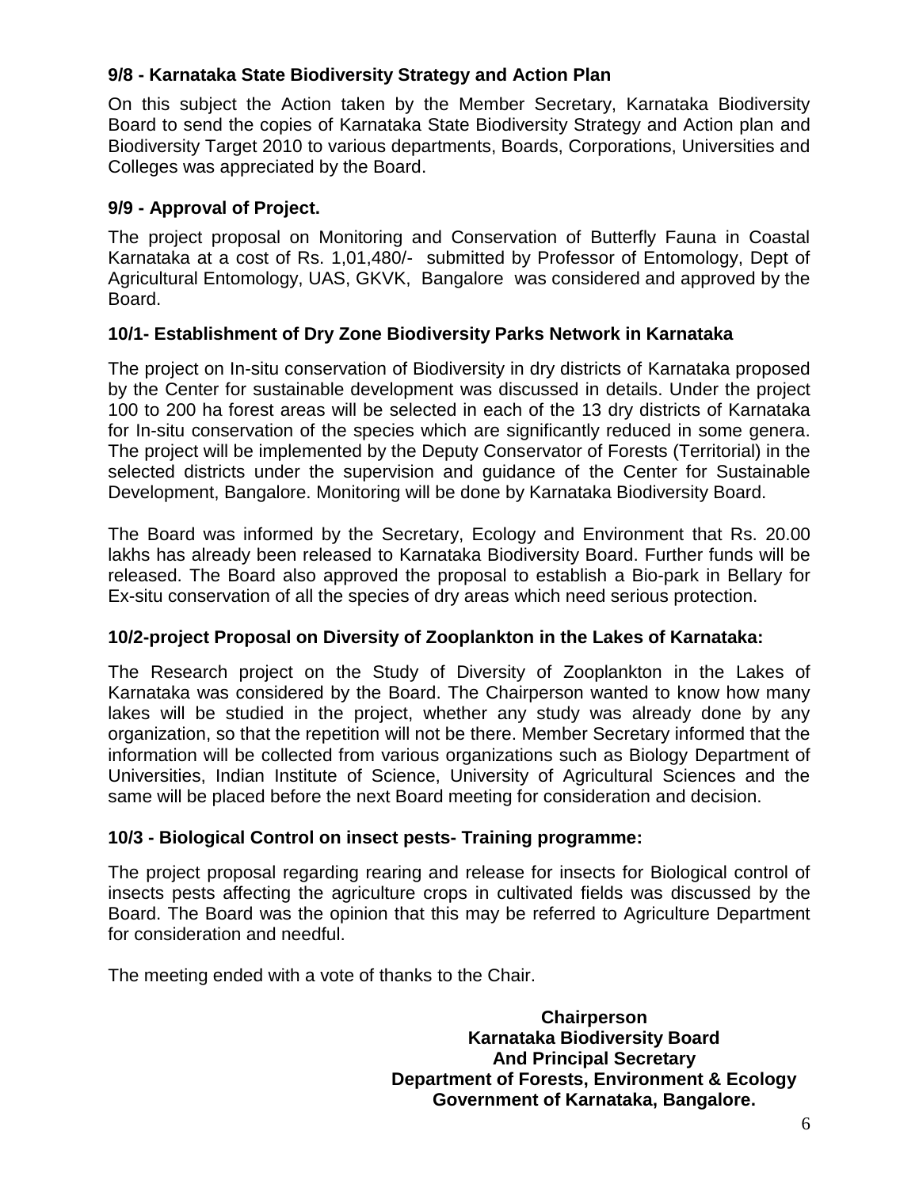**9/8 - Karnataka State Biodiversity Strategy and Action Plan**

On this subject the Action taken by the Member Secretary, Karnataka Biodiversity Board to send the copies of Karnataka State Biodiversity Strategy and Action plan and Biodiversity Target 2010 to various departments, Boards, Corporations, Universities and Colleges was appreciated by the Board.

**9/9 - Approval of Project.**

The project proposal on Monitoring and Conservation of Butterfly Fauna in Coastal Karnataka at a cost of Rs. 1,01,480/- submitted by Professor of Entomology, Dept of Agricultural Entomology, UAS, GKVK, Bangalore was considered and approved by the Board.

**10/1- Establishment of Dry Zone Biodiversity Parks Network in Karnataka**

The project on In-situ conservation of Biodiversity in dry districts of Karnataka proposed by the Center for sustainable development was discussed in details. Under the project 100 to 200 ha forest areas will be selected in each of the 13 dry districts of Karnataka for In-situ conservation of the species which are significantly reduced in some genera. The project will be implemented by the Deputy Conservator of Forests (Territorial) in the selected districts under the supervision and guidance of the Center for Sustainable Development, Bangalore. Monitoring will be done by Karnataka Biodiversity Board.

The Board was informed by the Secretary, Ecology and Environment that Rs. 20.00 lakhs has already been released to Karnataka Biodiversity Board. Further funds will be released. The Board also approved the proposal to establish a Bio-park in Bellary for Ex-situ conservation of all the species of dry areas which need serious protection.

**10/2-project Proposal on Diversity of Zooplankton in the Lakes of Karnataka:**

The Research project on the Study of Diversity of Zooplankton in the Lakes of Karnataka was considered by the Board. The Chairperson wanted to know how many lakes will be studied in the project, whether any study was already done by any organization, so that the repetition will not be there. Member Secretary informed that the information will be collected from various organizations such as Biology Department of Universities, Indian Institute of Science, University of Agricultural Sciences and the same will be placed before the next Board meeting for consideration and decision.

**10/3 - Biological Control on insect pests- Training programme:**

The project proposal regarding rearing and release for insects for Biological control of insects pests affecting the agriculture crops in cultivated fields was discussed by the Board. The Board was the opinion that this may be referred to Agriculture Department for consideration and needful.

The meeting ended with a vote of thanks to the Chair.

**Chairperson**
**Karnataka Biodiversity Board**
**And Principal Secretary**
**Department of Forests, Environment & Ecology**
**Government of Karnataka, Bangalore.**